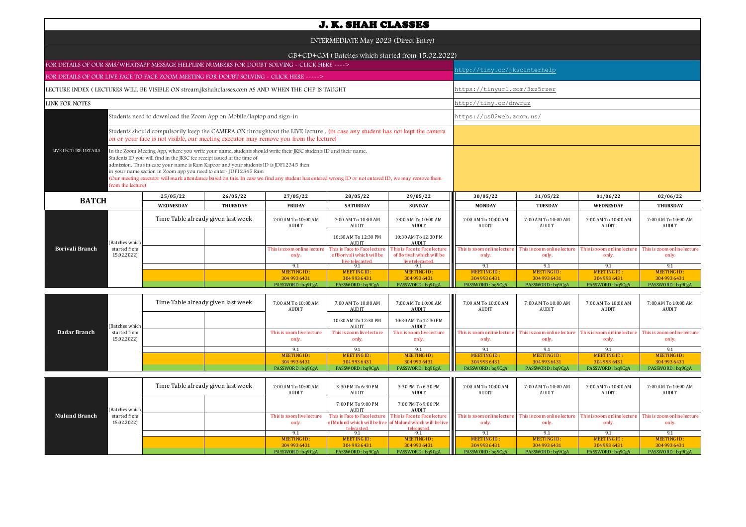# J. K. SHAH CLASSES

INTERMEDIATE May 2023 (Direct Entry)

GB+GD+GM ( Batches which started from 15.02.2022)

| | |
|---|---|
| FOR DETAILS OF OUR SMS/WHATSAPP MESSAGE HELPLINE NUMBERS FOR DOUBT SOLVING - CLICK HERE ----> FOR DETAILS OF OUR LIVE FACE TO FACE ZOOM MEETING FOR DOUBT SOLVING - CLICK HERE -----> | http://tiny.cc/jkscinterhelp |
| LECTURE INDEX ( LECTURES WILL BE VISIBLE ON stream.jkshahclasses.com AS AND WHEN THE CHP IS TAUGHT | https://tinyurl.com/3zz5rzer |
| LINK FOR NOTES | http://tiny.cc/dnwruz |

**LIVE LECTURE DETAILS**

- Students need to download the Zoom App on Mobile/laptop and sign-in — https://us02web.zoom.us/
- Students should compulsorily keep the CAMERA ON throughtout the LIVE lecture . (in case any student has not kept the camera on or your face is not visible, our meeting executor may remove you from the lecture)
- In the Zoom Meeting App, where you write your name, students should write their JKSC students ID and their name. Students ID you will find in the JKSC fee receipt issued at the time of admission. Thus in case your name is Ram Kapoor and your students ID is JDF12345 then in your name section in Zoom app you need to enter- JDF12345 Ram (Our meeting executor will mark attendance based on this. In case we find any student has entered wrong ID or not entered ID, we may remove them from the lecture)

| BATCH | | 25/05/22 WEDNESDAY | 26/05/22 THURSDAY | 27/05/22 FRIDAY | 28/05/22 SATURDAY | 29/05/22 SUNDAY | 30/05/22 MONDAY | 31/05/22 TUESDAY | 01/06/22 WEDNESDAY | 02/06/22 THURSDAY |
|---|---|---|---|---|---|---|---|---|---|---|
| **Borivali Branch** | (Batches which started from 15.02.2022) | Time Table already given last week | | 7:00 AM To 10:00 AM AUDIT | 7:00 AM To 10:00 AM AUDIT | 7:00 AM To 10:00 AM AUDIT | 7:00 AM To 10:00 AM AUDIT | 7:00 AM To 10:00 AM AUDIT | 7:00 AM To 10:00 AM AUDIT | 7:00 AM To 10:00 AM AUDIT |
| | | | | | 10:30 AM To 12:30 PM AUDIT | 10:30 AM To 12:30 PM AUDIT | | | | |
| | | | | This is zoom online lecture only. | This is Face to Face lecture of Borivali which will be live telecasted. | This is Face to Face lecture of Borivali which will be live telecasted. | This is zoom online lecture only. | This is zoom online lecture only. | This is zoom online lecture only. | This is zoom online lecture only. |
| | | | | 9.1 | 9.1 | 9.1 | 9.1 | 9.1 | 9.1 | 9.1 |
| | | | | MEETING ID : 304 993 6431 | MEETING ID : 304 993 6431 | MEETING ID : 304 993 6431 | MEETING ID : 304 993 6431 | MEETING ID : 304 993 6431 | MEETING ID : 304 993 6431 | MEETING ID : 304 993 6431 |
| | | | | PASSWORD : bq9CgA | PASSWORD : bq9CgA | PASSWORD : bq9CgA | PASSWORD : bq9CgA | PASSWORD : bq9CgA | PASSWORD : bq9CgA | PASSWORD : bq9CgA |
| **Dadar Branch** | (Batches which started from 15.02.2022) | Time Table already given last week | | 7:00 AM To 10:00 AM AUDIT | 7:00 AM To 10:00 AM AUDIT | 7:00 AM To 10:00 AM AUDIT | 7:00 AM To 10:00 AM AUDIT | 7:00 AM To 10:00 AM AUDIT | 7:00 AM To 10:00 AM AUDIT | 7:00 AM To 10:00 AM AUDIT |
| | | | | | 10:30 AM To 12:30 PM AUDIT | 10:30 AM To 12:30 PM AUDIT | | | | |
| | | | | This is zoom live lecture only. | This is zoom live lecture only. | This is zoom live lecture only. | This is zoom online lecture only. | This is zoom online lecture only. | This is zoom online lecture only. | This is zoom online lecture only. |
| | | | | 9.1 | 9.1 | 9.1 | 9.1 | 9.1 | 9.1 | 9.1 |
| | | | | MEETING ID : 304 993 6431 | MEETING ID : 304 993 6431 | MEETING ID : 304 993 6431 | MEETING ID : 304 993 6431 | MEETING ID : 304 993 6431 | MEETING ID : 304 993 6431 | MEETING ID : 304 993 6431 |
| | | | | PASSWORD : bq9CgA | PASSWORD : bq9CgA | PASSWORD : bq9CgA | PASSWORD : bq9CgA | PASSWORD : bq9CgA | PASSWORD : bq9CgA | PASSWORD : bq9CgA |
| **Mulund Branch** | (Batches which started from 15.02.2022) | Time Table already given last week | | 7:00 AM To 10:00 AM AUDIT | 3:30 PM To 6:30 PM AUDIT | 3:30 PM To 6:30 PM AUDIT | 7:00 AM To 10:00 AM AUDIT | 7:00 AM To 10:00 AM AUDIT | 7:00 AM To 10:00 AM AUDIT | 7:00 AM To 10:00 AM AUDIT |
| | | | | | 7:00 PM To 9:00 PM AUDIT | 7:00 PM To 9:00 PM AUDIT | | | | |
| | | | | This is zoom live lecture only. | This is Face to Face lecture of Mulund which will be live telecasted. | This is Face to Face lecture of Mulund which will be live telecasted. | This is zoom online lecture only. | This is zoom online lecture only. | This is zoom online lecture only. | This is zoom online lecture only. |
| | | | | 9.1 | 9.1 | 9.1 | 9.1 | 9.1 | 9.1 | 9.1 |
| | | | | MEETING ID : 304 993 6431 | MEETING ID : 304 993 6431 | MEETING ID : 304 993 6431 | MEETING ID : 304 993 6431 | MEETING ID : 304 993 6431 | MEETING ID : 304 993 6431 | MEETING ID : 304 993 6431 |
| | | | | PASSWORD : bq9CgA | PASSWORD : bq9CgA | PASSWORD : bq9CgA | PASSWORD : bq9CgA | PASSWORD : bq9CgA | PASSWORD : bq9CgA | PASSWORD : bq9CgA |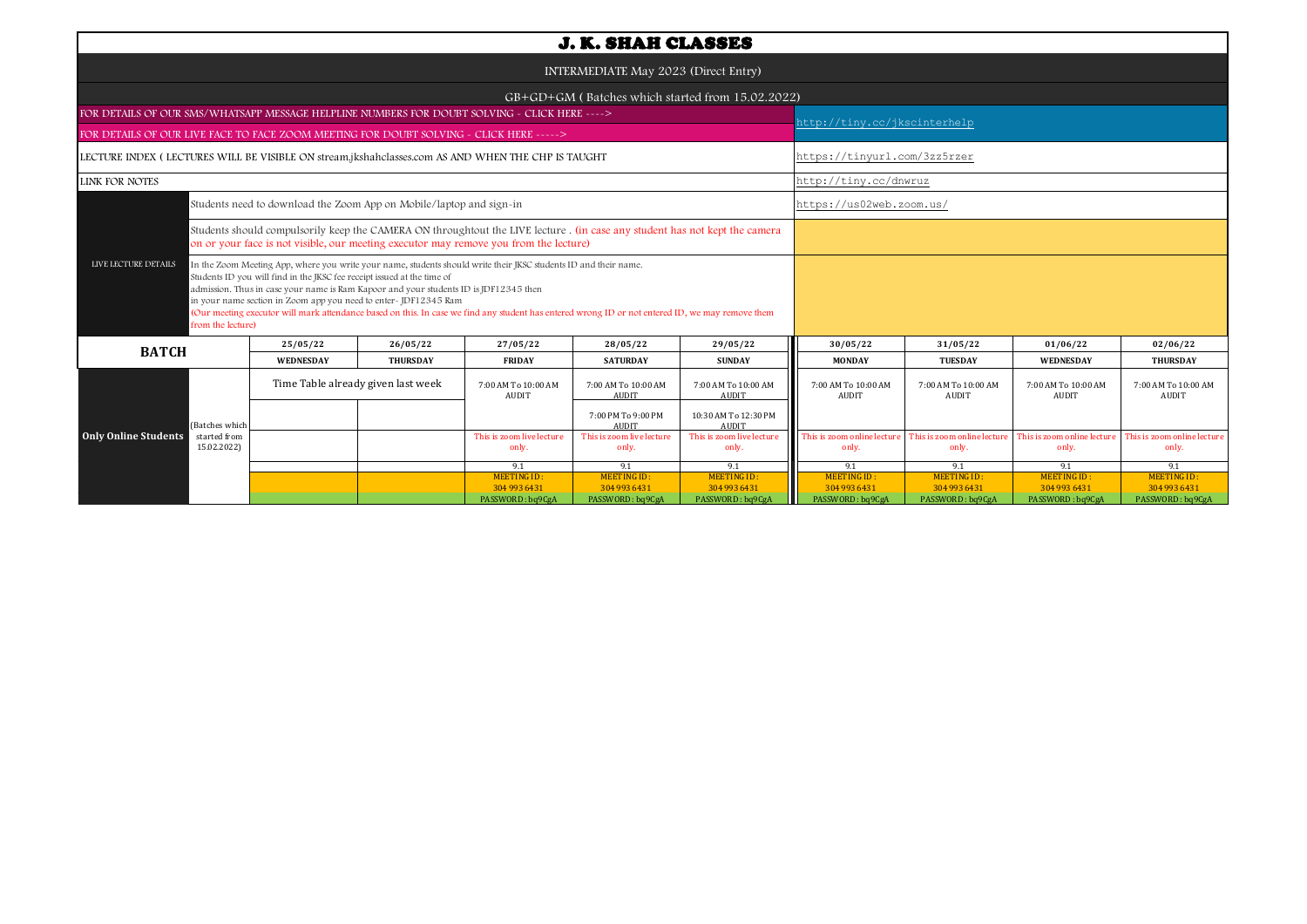# J. K. SHAH CLASSES

## INTERMEDIATE May 2023 (Direct Entry)

### GB+GD+GM ( Batches which started from 15.02.2022)

| | |
|---|---|
| FOR DETAILS OF OUR SMS/WHATSAPP MESSAGE HELPLINE NUMBERS FOR DOUBT SOLVING - CLICK HERE ----> | http://tiny.cc/jkscinterhelp |
| FOR DETAILS OF OUR LIVE FACE TO FACE ZOOM MEETING FOR DOUBT SOLVING - CLICK HERE -----> | |
| LECTURE INDEX ( LECTURES WILL BE VISIBLE ON stream.jkshahclasses.com AS AND WHEN THE CHP IS TAUGHT | https://tinyurl.com/3zz5rzer |
| LINK FOR NOTES | http://tiny.cc/dnwruz |

**LIVE LECTURE DETAILS**

- Students need to download the Zoom App on Mobile/laptop and sign-in — https://us02web.zoom.us/
- Students should compulsorily keep the CAMERA ON throughtout the LIVE lecture . (in case any student has not kept the camera on or your face is not visible, our meeting executor may remove you from the lecture)
- In the Zoom Meeting App, where you write your name, students should write their JKSC students ID and their name. Students ID you will find in the JKSC fee receipt issued at the time of admission. Thus in case your name is Ram Kapoor and your students ID is JDF12345 then in your name section in Zoom app you need to enter- JDF12345 Ram (Our meeting executor will mark attendance based on this. In case we find any student has entered wrong ID or not entered ID, we may remove them from the lecture)

| BATCH | | 25/05/22 | 26/05/22 | 27/05/22 | 28/05/22 | 29/05/22 | 30/05/22 | 31/05/22 | 01/06/22 | 02/06/22 |
|---|---|---|---|---|---|---|---|---|---|---|
| | | WEDNESDAY | THURSDAY | FRIDAY | SATURDAY | SUNDAY | MONDAY | TUESDAY | WEDNESDAY | THURSDAY |
| Only Online Students | (Batches which started from 15.02.2022) | Time Table already given last week | | 7:00 AM To 10:00 AM AUDIT | 7:00 AM To 10:00 AM AUDIT | 7:00 AM To 10:00 AM AUDIT | 7:00 AM To 10:00 AM AUDIT | 7:00 AM To 10:00 AM AUDIT | 7:00 AM To 10:00 AM AUDIT | 7:00 AM To 10:00 AM AUDIT |
| | | | | | 7:00 PM To 9:00 PM AUDIT | 10:30 AM To 12:30 PM AUDIT | | | | |
| | | | | This is zoom live lecture only. | This is zoom live lecture only. | This is zoom live lecture only. | This is zoom online lecture only. | This is zoom online lecture only. | This is zoom online lecture only. | This is zoom online lecture only. |
| | | | | 9.1 | 9.1 | 9.1 | 9.1 | 9.1 | 9.1 | 9.1 |
| | | | | MEETING ID : 304 993 6431 | MEETING ID : 304 993 6431 | MEETING ID : 304 993 6431 | MEETING ID : 304 993 6431 | MEETING ID : 304 993 6431 | MEETING ID : 304 993 6431 | MEETING ID : 304 993 6431 |
| | | | | PASSWORD : bq9CgA | PASSWORD : bq9CgA | PASSWORD : bq9CgA | PASSWORD : bq9CgA | PASSWORD : bq9CgA | PASSWORD : bq9CgA | PASSWORD : bq9CgA |